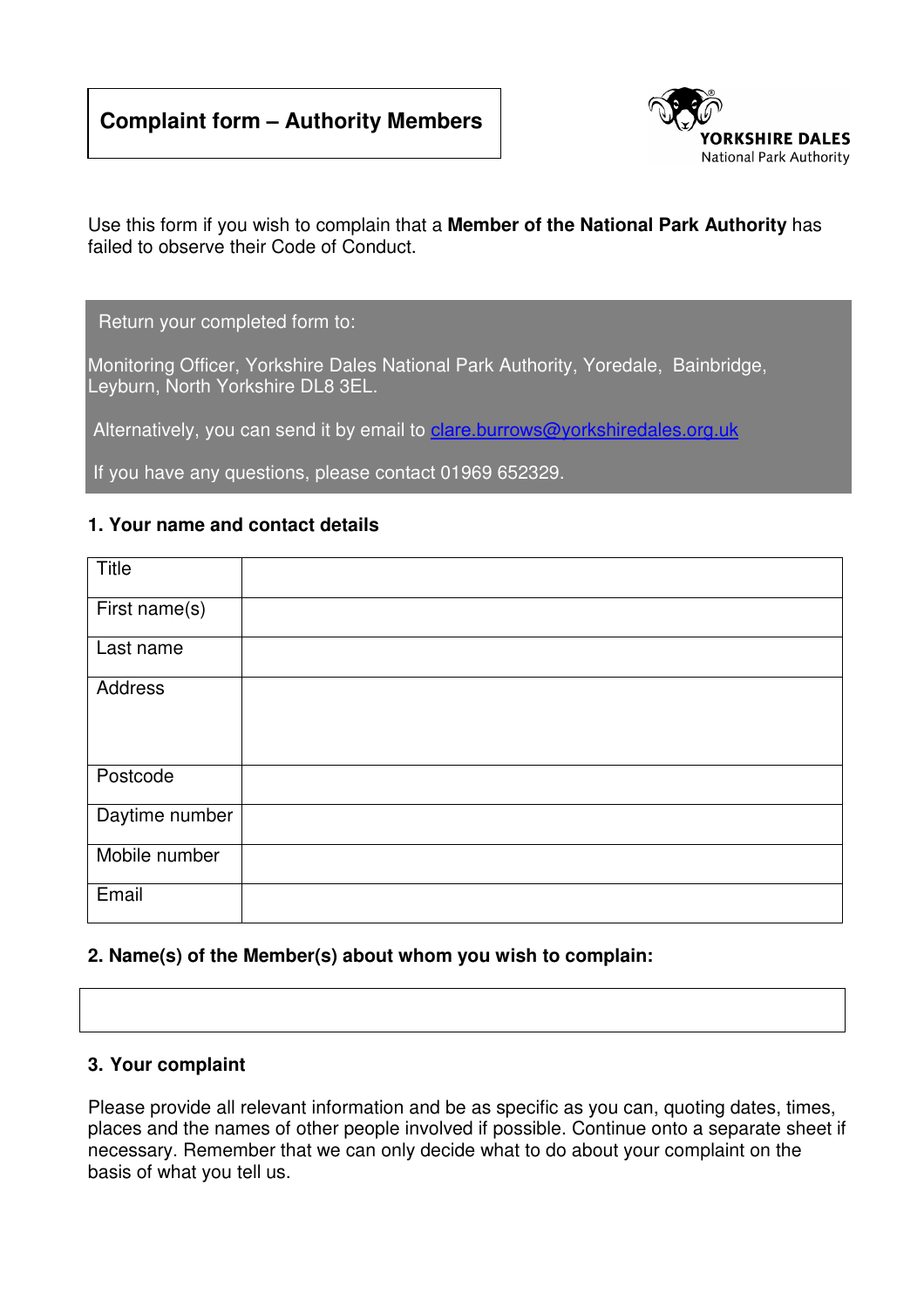# Complaint form – Authority Members

YORKSHIRE DALES
National Park Authority

Use this form if you wish to complain that a **Member of the National Park Authority** has failed to observe their Code of Conduct.

Return your completed form to:

Monitoring Officer, Yorkshire Dales National Park Authority, Yoredale, Bainbridge, Leyburn, North Yorkshire DL8 3EL.

Alternatively, you can send it by email to clare.burrows@yorkshiredales.org.uk

If you have any questions, please contact 01969 652329.

### 1. Your name and contact details

| | |
|---|---|
| Title | |
| First name(s) | |
| Last name | |
| Address | |
| Postcode | |
| Daytime number | |
| Mobile number | |
| Email | |

### 2. Name(s) of the Member(s) about whom you wish to complain:

| |
|---|
| |

### 3. Your complaint

Please provide all relevant information and be as specific as you can, quoting dates, times, places and the names of other people involved if possible. Continue onto a separate sheet if necessary. Remember that we can only decide what to do about your complaint on the basis of what you tell us.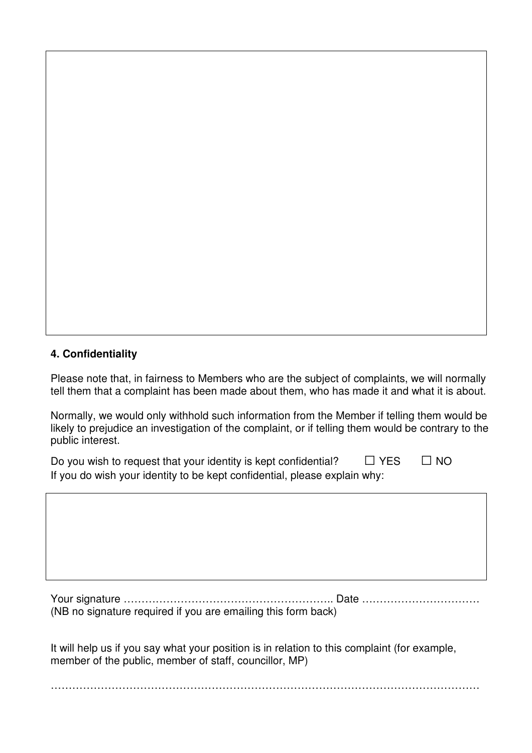**4. Confidentiality**

Please note that, in fairness to Members who are the subject of complaints, we will normally tell them that a complaint has been made about them, who has made it and what it is about.

Normally, we would only withhold such information from the Member if telling them would be likely to prejudice an investigation of the complaint, or if telling them would be contrary to the public interest.

Do you wish to request that your identity is kept confidential? ☐ YES ☐ NO

If you do wish your identity to be kept confidential, please explain why:

Your signature ………………………………………………….. Date ……………………………

(NB no signature required if you are emailing this form back)

It will help us if you say what your position is in relation to this complaint (for example, member of the public, member of staff, councillor, MP)

…………………………………………………………………………………………………………